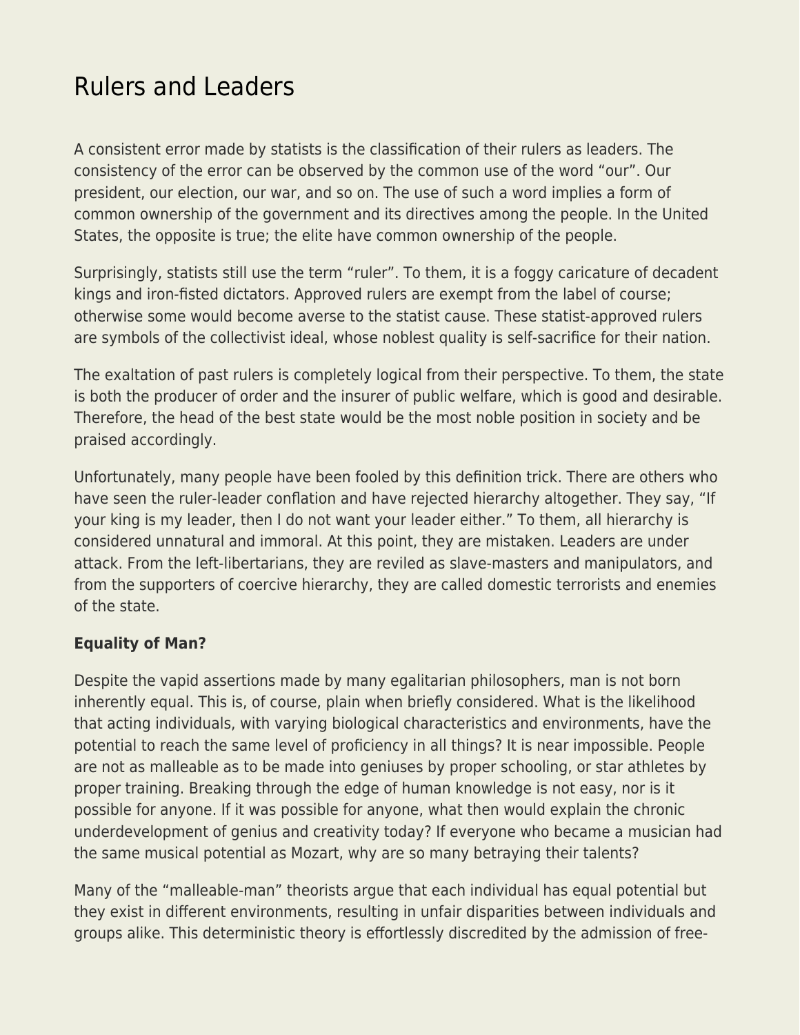# Rulers and Leaders

A consistent error made by statists is the classification of their rulers as leaders. The consistency of the error can be observed by the common use of the word "our". Our president, our election, our war, and so on. The use of such a word implies a form of common ownership of the government and its directives among the people. In the United States, the opposite is true; the elite have common ownership of the people.

Surprisingly, statists still use the term "ruler". To them, it is a foggy caricature of decadent kings and iron-fisted dictators. Approved rulers are exempt from the label of course; otherwise some would become averse to the statist cause. These statist-approved rulers are symbols of the collectivist ideal, whose noblest quality is self-sacrifice for their nation.

The exaltation of past rulers is completely logical from their perspective. To them, the state is both the producer of order and the insurer of public welfare, which is good and desirable. Therefore, the head of the best state would be the most noble position in society and be praised accordingly.

Unfortunately, many people have been fooled by this definition trick. There are others who have seen the ruler-leader conflation and have rejected hierarchy altogether. They say, "If your king is my leader, then I do not want your leader either." To them, all hierarchy is considered unnatural and immoral. At this point, they are mistaken. Leaders are under attack. From the left-libertarians, they are reviled as slave-masters and manipulators, and from the supporters of coercive hierarchy, they are called domestic terrorists and enemies of the state.

**Equality of Man?**

Despite the vapid assertions made by many egalitarian philosophers, man is not born inherently equal. This is, of course, plain when briefly considered. What is the likelihood that acting individuals, with varying biological characteristics and environments, have the potential to reach the same level of proficiency in all things? It is near impossible. People are not as malleable as to be made into geniuses by proper schooling, or star athletes by proper training. Breaking through the edge of human knowledge is not easy, nor is it possible for anyone. If it was possible for anyone, what then would explain the chronic underdevelopment of genius and creativity today? If everyone who became a musician had the same musical potential as Mozart, why are so many betraying their talents?

Many of the "malleable-man" theorists argue that each individual has equal potential but they exist in different environments, resulting in unfair disparities between individuals and groups alike. This deterministic theory is effortlessly discredited by the admission of free-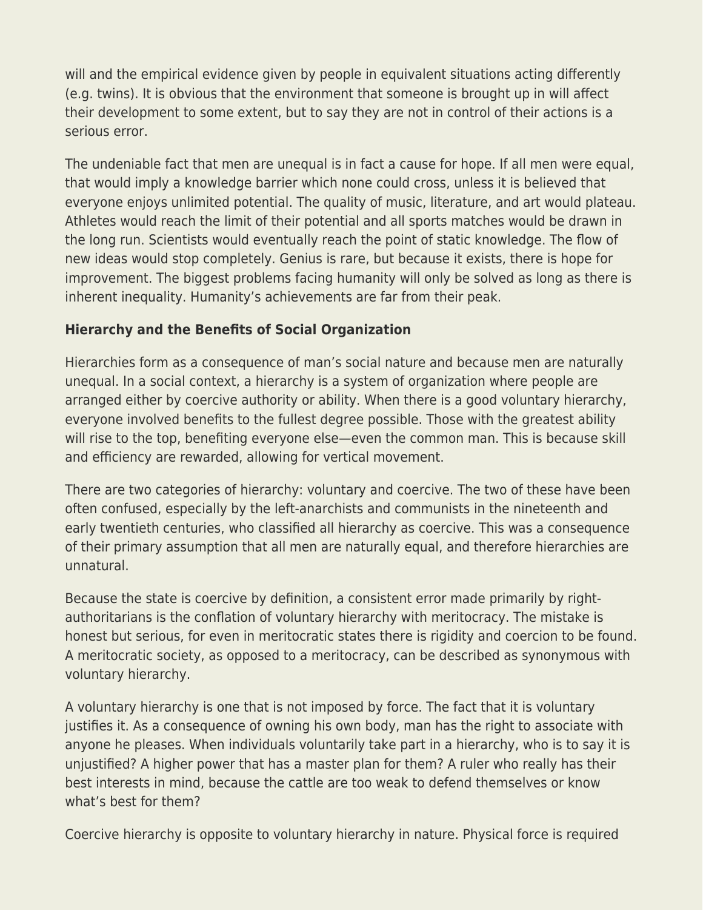will and the empirical evidence given by people in equivalent situations acting differently (e.g. twins). It is obvious that the environment that someone is brought up in will affect their development to some extent, but to say they are not in control of their actions is a serious error.

The undeniable fact that men are unequal is in fact a cause for hope. If all men were equal, that would imply a knowledge barrier which none could cross, unless it is believed that everyone enjoys unlimited potential. The quality of music, literature, and art would plateau. Athletes would reach the limit of their potential and all sports matches would be drawn in the long run. Scientists would eventually reach the point of static knowledge. The flow of new ideas would stop completely. Genius is rare, but because it exists, there is hope for improvement. The biggest problems facing humanity will only be solved as long as there is inherent inequality. Humanity's achievements are far from their peak.

**Hierarchy and the Benefits of Social Organization**

Hierarchies form as a consequence of man's social nature and because men are naturally unequal. In a social context, a hierarchy is a system of organization where people are arranged either by coercive authority or ability. When there is a good voluntary hierarchy, everyone involved benefits to the fullest degree possible. Those with the greatest ability will rise to the top, benefiting everyone else—even the common man. This is because skill and efficiency are rewarded, allowing for vertical movement.

There are two categories of hierarchy: voluntary and coercive. The two of these have been often confused, especially by the left-anarchists and communists in the nineteenth and early twentieth centuries, who classified all hierarchy as coercive. This was a consequence of their primary assumption that all men are naturally equal, and therefore hierarchies are unnatural.

Because the state is coercive by definition, a consistent error made primarily by right-authoritarians is the conflation of voluntary hierarchy with meritocracy. The mistake is honest but serious, for even in meritocratic states there is rigidity and coercion to be found. A meritocratic society, as opposed to a meritocracy, can be described as synonymous with voluntary hierarchy.

A voluntary hierarchy is one that is not imposed by force. The fact that it is voluntary justifies it. As a consequence of owning his own body, man has the right to associate with anyone he pleases. When individuals voluntarily take part in a hierarchy, who is to say it is unjustified? A higher power that has a master plan for them? A ruler who really has their best interests in mind, because the cattle are too weak to defend themselves or know what's best for them?

Coercive hierarchy is opposite to voluntary hierarchy in nature. Physical force is required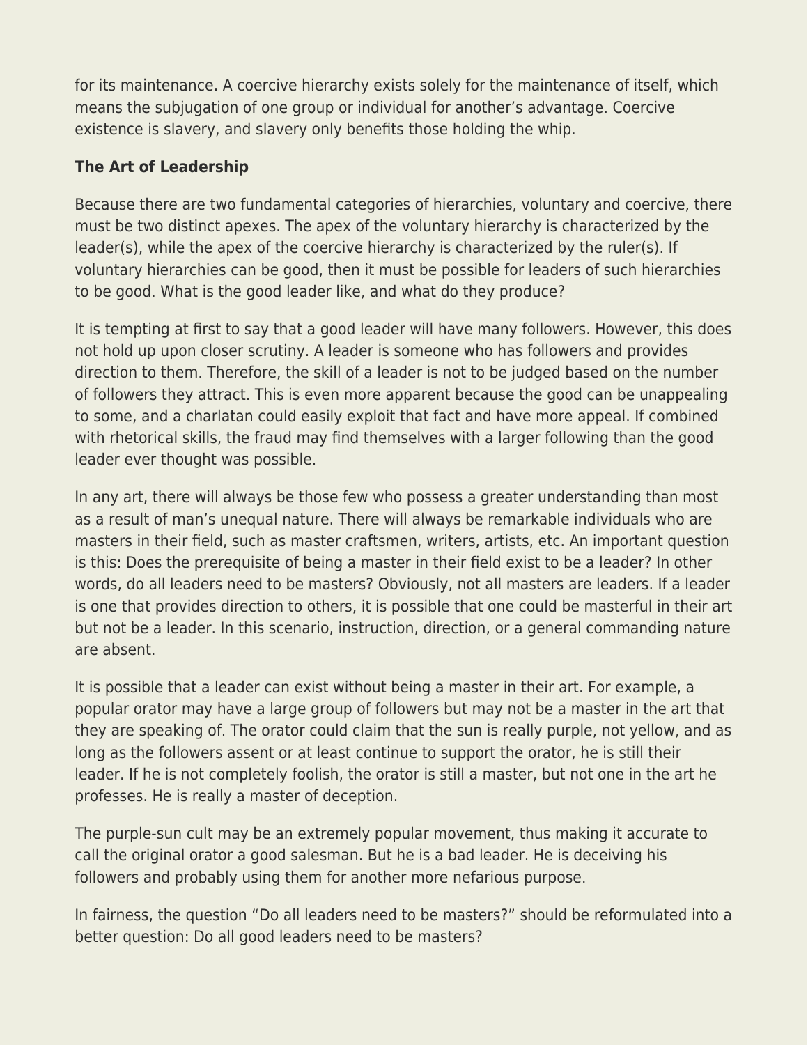for its maintenance. A coercive hierarchy exists solely for the maintenance of itself, which means the subjugation of one group or individual for another's advantage. Coercive existence is slavery, and slavery only benefits those holding the whip.

**The Art of Leadership**

Because there are two fundamental categories of hierarchies, voluntary and coercive, there must be two distinct apexes. The apex of the voluntary hierarchy is characterized by the leader(s), while the apex of the coercive hierarchy is characterized by the ruler(s). If voluntary hierarchies can be good, then it must be possible for leaders of such hierarchies to be good. What is the good leader like, and what do they produce?

It is tempting at first to say that a good leader will have many followers. However, this does not hold up upon closer scrutiny. A leader is someone who has followers and provides direction to them. Therefore, the skill of a leader is not to be judged based on the number of followers they attract. This is even more apparent because the good can be unappealing to some, and a charlatan could easily exploit that fact and have more appeal. If combined with rhetorical skills, the fraud may find themselves with a larger following than the good leader ever thought was possible.

In any art, there will always be those few who possess a greater understanding than most as a result of man's unequal nature. There will always be remarkable individuals who are masters in their field, such as master craftsmen, writers, artists, etc. An important question is this: Does the prerequisite of being a master in their field exist to be a leader? In other words, do all leaders need to be masters? Obviously, not all masters are leaders. If a leader is one that provides direction to others, it is possible that one could be masterful in their art but not be a leader. In this scenario, instruction, direction, or a general commanding nature are absent.

It is possible that a leader can exist without being a master in their art. For example, a popular orator may have a large group of followers but may not be a master in the art that they are speaking of. The orator could claim that the sun is really purple, not yellow, and as long as the followers assent or at least continue to support the orator, he is still their leader. If he is not completely foolish, the orator is still a master, but not one in the art he professes. He is really a master of deception.

The purple-sun cult may be an extremely popular movement, thus making it accurate to call the original orator a good salesman. But he is a bad leader. He is deceiving his followers and probably using them for another more nefarious purpose.

In fairness, the question "Do all leaders need to be masters?" should be reformulated into a better question: Do all good leaders need to be masters?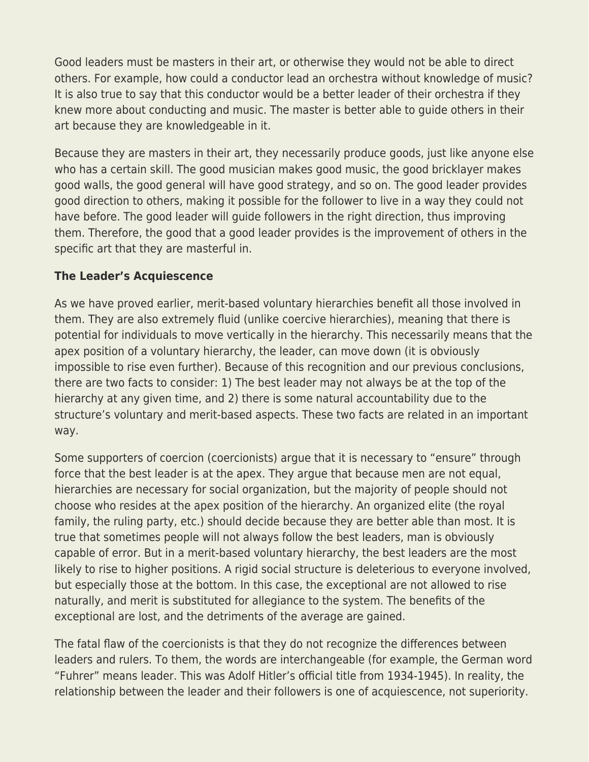Good leaders must be masters in their art, or otherwise they would not be able to direct others. For example, how could a conductor lead an orchestra without knowledge of music? It is also true to say that this conductor would be a better leader of their orchestra if they knew more about conducting and music. The master is better able to guide others in their art because they are knowledgeable in it.

Because they are masters in their art, they necessarily produce goods, just like anyone else who has a certain skill. The good musician makes good music, the good bricklayer makes good walls, the good general will have good strategy, and so on. The good leader provides good direction to others, making it possible for the follower to live in a way they could not have before. The good leader will guide followers in the right direction, thus improving them. Therefore, the good that a good leader provides is the improvement of others in the specific art that they are masterful in.

**The Leader's Acquiescence**

As we have proved earlier, merit-based voluntary hierarchies benefit all those involved in them. They are also extremely fluid (unlike coercive hierarchies), meaning that there is potential for individuals to move vertically in the hierarchy. This necessarily means that the apex position of a voluntary hierarchy, the leader, can move down (it is obviously impossible to rise even further). Because of this recognition and our previous conclusions, there are two facts to consider: 1) The best leader may not always be at the top of the hierarchy at any given time, and 2) there is some natural accountability due to the structure's voluntary and merit-based aspects. These two facts are related in an important way.

Some supporters of coercion (coercionists) argue that it is necessary to "ensure" through force that the best leader is at the apex. They argue that because men are not equal, hierarchies are necessary for social organization, but the majority of people should not choose who resides at the apex position of the hierarchy. An organized elite (the royal family, the ruling party, etc.) should decide because they are better able than most. It is true that sometimes people will not always follow the best leaders, man is obviously capable of error. But in a merit-based voluntary hierarchy, the best leaders are the most likely to rise to higher positions. A rigid social structure is deleterious to everyone involved, but especially those at the bottom. In this case, the exceptional are not allowed to rise naturally, and merit is substituted for allegiance to the system. The benefits of the exceptional are lost, and the detriments of the average are gained.

The fatal flaw of the coercionists is that they do not recognize the differences between leaders and rulers. To them, the words are interchangeable (for example, the German word "Fuhrer" means leader. This was Adolf Hitler's official title from 1934-1945). In reality, the relationship between the leader and their followers is one of acquiescence, not superiority.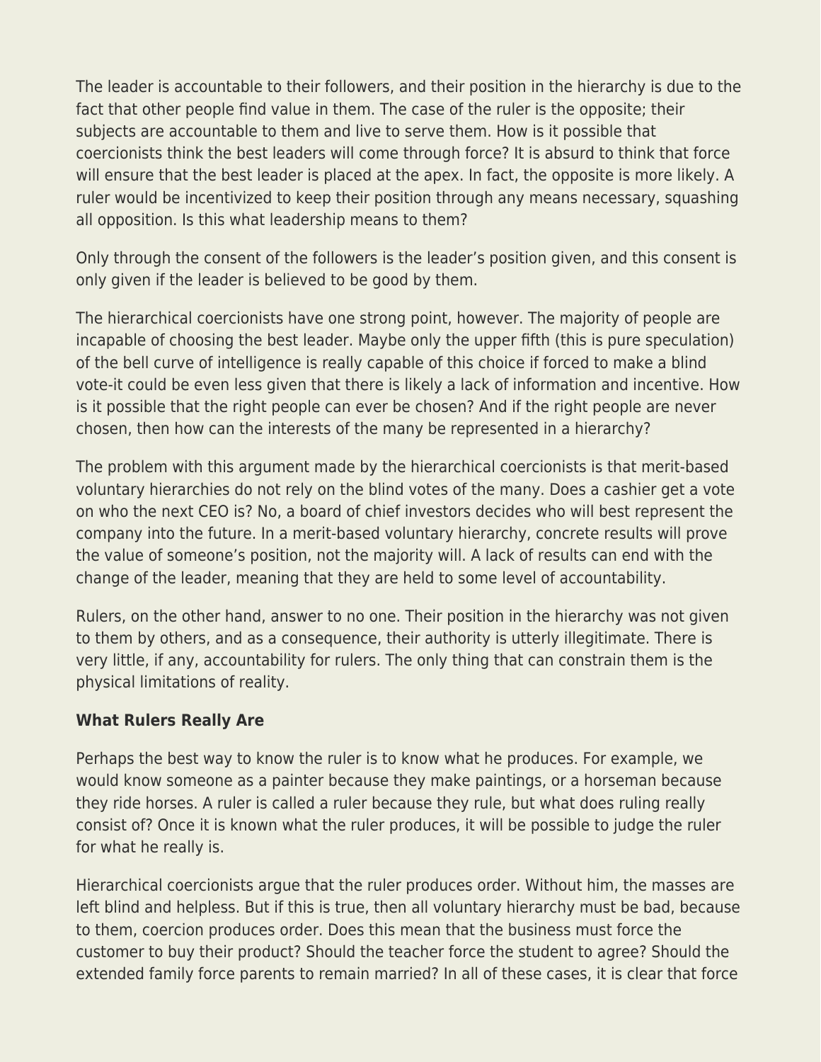The leader is accountable to their followers, and their position in the hierarchy is due to the fact that other people find value in them. The case of the ruler is the opposite; their subjects are accountable to them and live to serve them. How is it possible that coercionists think the best leaders will come through force? It is absurd to think that force will ensure that the best leader is placed at the apex. In fact, the opposite is more likely. A ruler would be incentivized to keep their position through any means necessary, squashing all opposition. Is this what leadership means to them?

Only through the consent of the followers is the leader's position given, and this consent is only given if the leader is believed to be good by them.

The hierarchical coercionists have one strong point, however. The majority of people are incapable of choosing the best leader. Maybe only the upper fifth (this is pure speculation) of the bell curve of intelligence is really capable of this choice if forced to make a blind vote-it could be even less given that there is likely a lack of information and incentive. How is it possible that the right people can ever be chosen? And if the right people are never chosen, then how can the interests of the many be represented in a hierarchy?

The problem with this argument made by the hierarchical coercionists is that merit-based voluntary hierarchies do not rely on the blind votes of the many. Does a cashier get a vote on who the next CEO is? No, a board of chief investors decides who will best represent the company into the future. In a merit-based voluntary hierarchy, concrete results will prove the value of someone's position, not the majority will. A lack of results can end with the change of the leader, meaning that they are held to some level of accountability.

Rulers, on the other hand, answer to no one. Their position in the hierarchy was not given to them by others, and as a consequence, their authority is utterly illegitimate. There is very little, if any, accountability for rulers. The only thing that can constrain them is the physical limitations of reality.

**What Rulers Really Are**

Perhaps the best way to know the ruler is to know what he produces. For example, we would know someone as a painter because they make paintings, or a horseman because they ride horses. A ruler is called a ruler because they rule, but what does ruling really consist of? Once it is known what the ruler produces, it will be possible to judge the ruler for what he really is.

Hierarchical coercionists argue that the ruler produces order. Without him, the masses are left blind and helpless. But if this is true, then all voluntary hierarchy must be bad, because to them, coercion produces order. Does this mean that the business must force the customer to buy their product? Should the teacher force the student to agree? Should the extended family force parents to remain married? In all of these cases, it is clear that force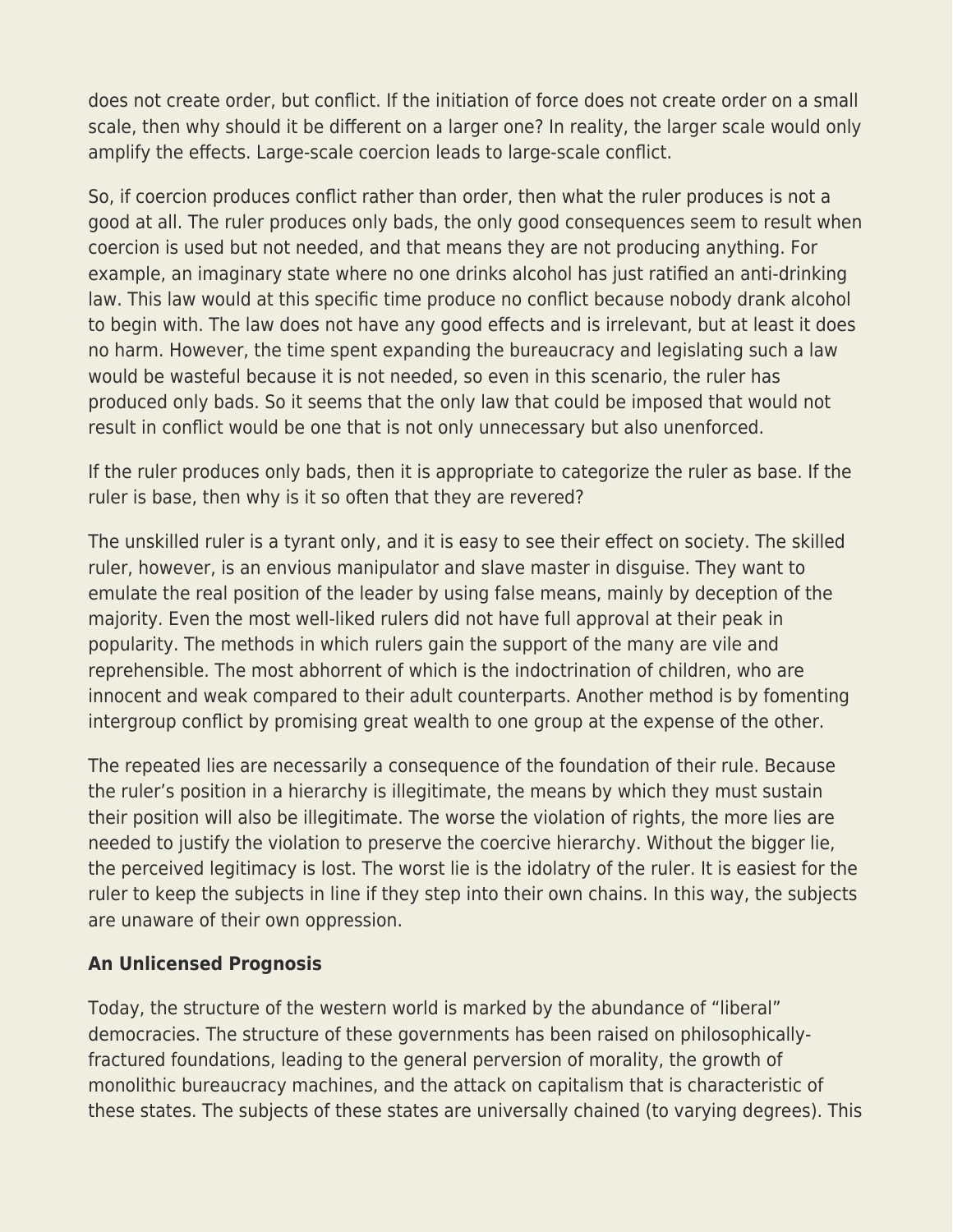does not create order, but conflict. If the initiation of force does not create order on a small scale, then why should it be different on a larger one? In reality, the larger scale would only amplify the effects. Large-scale coercion leads to large-scale conflict.

So, if coercion produces conflict rather than order, then what the ruler produces is not a good at all. The ruler produces only bads, the only good consequences seem to result when coercion is used but not needed, and that means they are not producing anything. For example, an imaginary state where no one drinks alcohol has just ratified an anti-drinking law. This law would at this specific time produce no conflict because nobody drank alcohol to begin with. The law does not have any good effects and is irrelevant, but at least it does no harm. However, the time spent expanding the bureaucracy and legislating such a law would be wasteful because it is not needed, so even in this scenario, the ruler has produced only bads. So it seems that the only law that could be imposed that would not result in conflict would be one that is not only unnecessary but also unenforced.

If the ruler produces only bads, then it is appropriate to categorize the ruler as base. If the ruler is base, then why is it so often that they are revered?

The unskilled ruler is a tyrant only, and it is easy to see their effect on society. The skilled ruler, however, is an envious manipulator and slave master in disguise. They want to emulate the real position of the leader by using false means, mainly by deception of the majority. Even the most well-liked rulers did not have full approval at their peak in popularity. The methods in which rulers gain the support of the many are vile and reprehensible. The most abhorrent of which is the indoctrination of children, who are innocent and weak compared to their adult counterparts. Another method is by fomenting intergroup conflict by promising great wealth to one group at the expense of the other.

The repeated lies are necessarily a consequence of the foundation of their rule. Because the ruler's position in a hierarchy is illegitimate, the means by which they must sustain their position will also be illegitimate. The worse the violation of rights, the more lies are needed to justify the violation to preserve the coercive hierarchy. Without the bigger lie, the perceived legitimacy is lost. The worst lie is the idolatry of the ruler. It is easiest for the ruler to keep the subjects in line if they step into their own chains. In this way, the subjects are unaware of their own oppression.

**An Unlicensed Prognosis**

Today, the structure of the western world is marked by the abundance of "liberal" democracies. The structure of these governments has been raised on philosophically-fractured foundations, leading to the general perversion of morality, the growth of monolithic bureaucracy machines, and the attack on capitalism that is characteristic of these states. The subjects of these states are universally chained (to varying degrees). This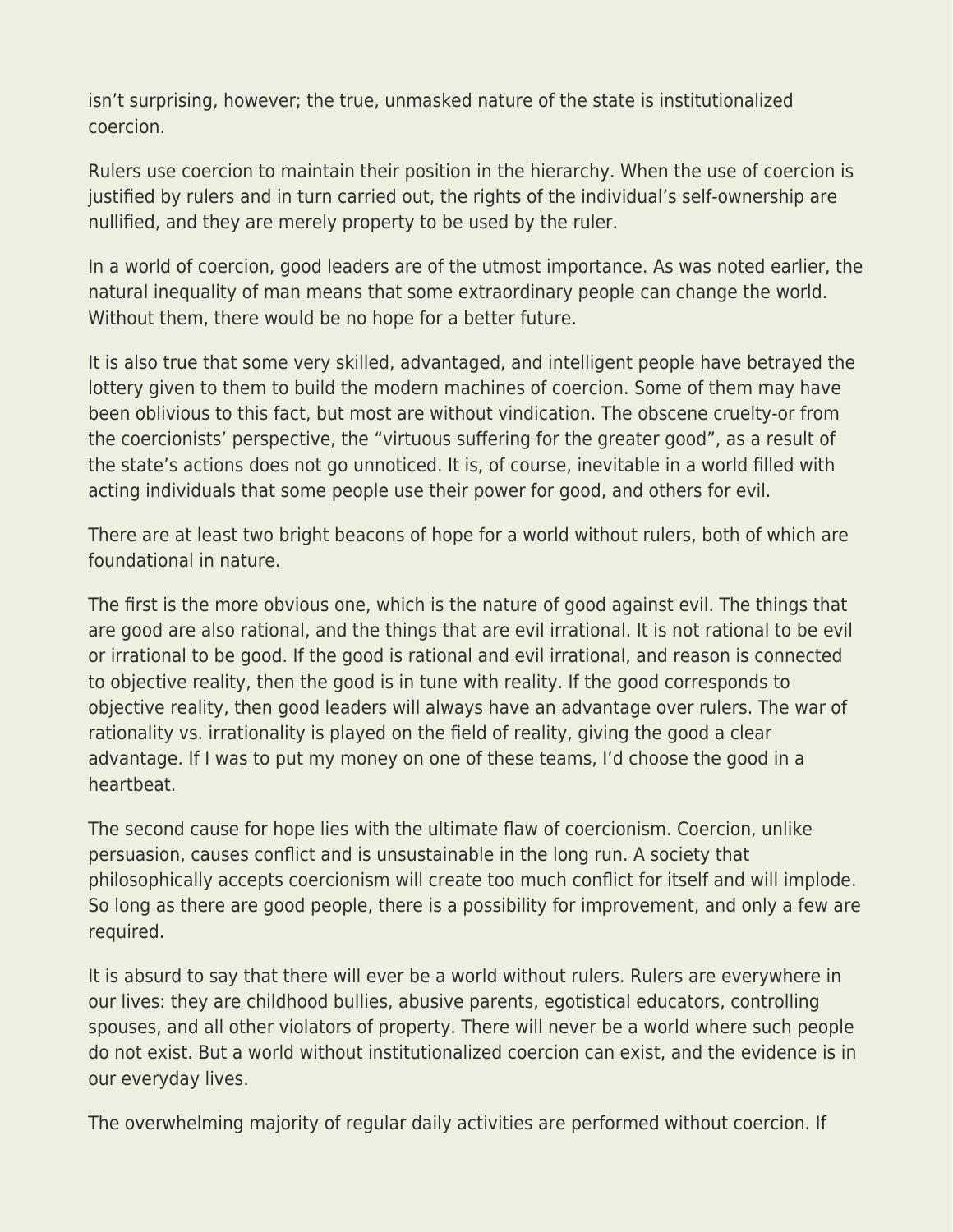isn’t surprising, however; the true, unmasked nature of the state is institutionalized coercion.

Rulers use coercion to maintain their position in the hierarchy. When the use of coercion is justified by rulers and in turn carried out, the rights of the individual’s self-ownership are nullified, and they are merely property to be used by the ruler.

In a world of coercion, good leaders are of the utmost importance. As was noted earlier, the natural inequality of man means that some extraordinary people can change the world. Without them, there would be no hope for a better future.

It is also true that some very skilled, advantaged, and intelligent people have betrayed the lottery given to them to build the modern machines of coercion. Some of them may have been oblivious to this fact, but most are without vindication. The obscene cruelty-or from the coercionists’ perspective, the “virtuous suffering for the greater good”, as a result of the state’s actions does not go unnoticed. It is, of course, inevitable in a world filled with acting individuals that some people use their power for good, and others for evil.

There are at least two bright beacons of hope for a world without rulers, both of which are foundational in nature.

The first is the more obvious one, which is the nature of good against evil. The things that are good are also rational, and the things that are evil irrational. It is not rational to be evil or irrational to be good. If the good is rational and evil irrational, and reason is connected to objective reality, then the good is in tune with reality. If the good corresponds to objective reality, then good leaders will always have an advantage over rulers. The war of rationality vs. irrationality is played on the field of reality, giving the good a clear advantage. If I was to put my money on one of these teams, I’d choose the good in a heartbeat.

The second cause for hope lies with the ultimate flaw of coercionism. Coercion, unlike persuasion, causes conflict and is unsustainable in the long run. A society that philosophically accepts coercionism will create too much conflict for itself and will implode. So long as there are good people, there is a possibility for improvement, and only a few are required.

It is absurd to say that there will ever be a world without rulers. Rulers are everywhere in our lives: they are childhood bullies, abusive parents, egotistical educators, controlling spouses, and all other violators of property. There will never be a world where such people do not exist. But a world without institutionalized coercion can exist, and the evidence is in our everyday lives.

The overwhelming majority of regular daily activities are performed without coercion. If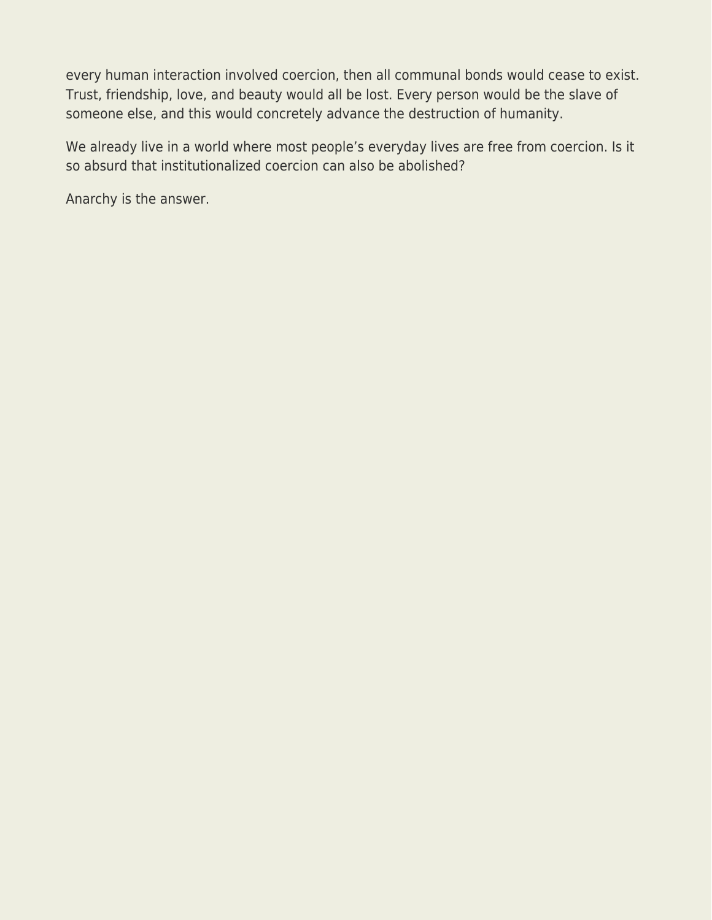every human interaction involved coercion, then all communal bonds would cease to exist. Trust, friendship, love, and beauty would all be lost. Every person would be the slave of someone else, and this would concretely advance the destruction of humanity.

We already live in a world where most people's everyday lives are free from coercion. Is it so absurd that institutionalized coercion can also be abolished?

Anarchy is the answer.